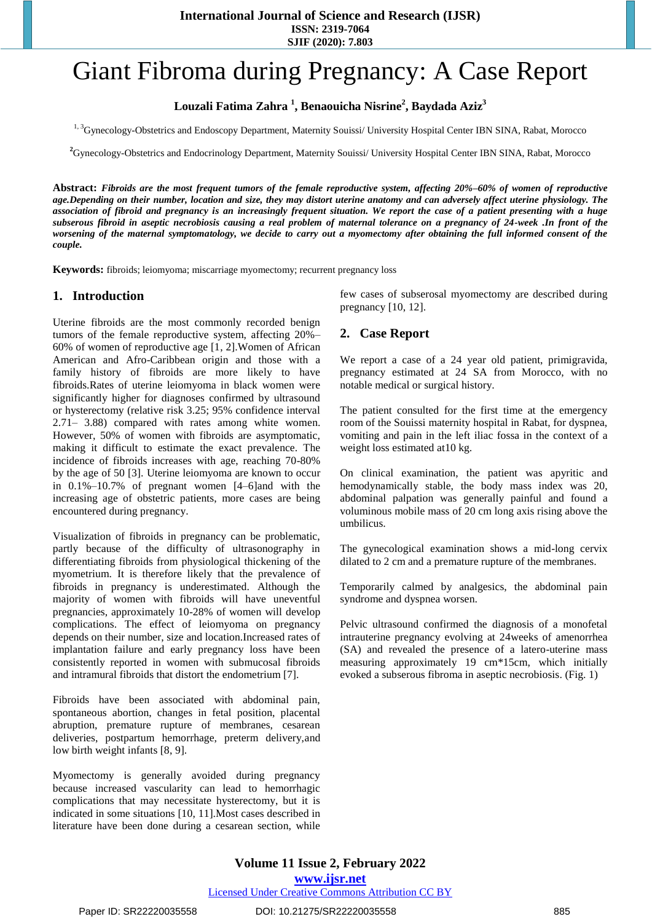# Giant Fibroma during Pregnancy: A Case Report

**Louzali Fatima Zahra [1], Benaouicha Nisrine[2], Baydada Aziz[3]**

[1, 3]Gynecology-Obstetrics and Endoscopy Department, Maternity Souissi/ University Hospital Center IBN SINA, Rabat, Morocco

[2]Gynecology-Obstetrics and Endocrinology Department, Maternity Souissi/ University Hospital Center IBN SINA, Rabat, Morocco

**Abstract:** ***Fibroids are the most frequent tumors of the female reproductive system, affecting 20%–60% of women of reproductive age.Depending on their number, location and size, they may distort uterine anatomy and can adversely affect uterine physiology. The association of fibroid and pregnancy is an increasingly frequent situation. We report the case of a patient presenting with a huge subserous fibroid in aseptic necrobiosis causing a real problem of maternal tolerance on a pregnancy of 24-week .In front of the worsening of the maternal symptomatology, we decide to carry out a myomectomy after obtaining the full informed consent of the couple.***

**Keywords:** fibroids; leiomyoma; miscarriage myomectomy; recurrent pregnancy loss

## 1. Introduction

Uterine fibroids are the most commonly recorded benign tumors of the female reproductive system, affecting 20%–60% of women of reproductive age [1, 2].Women of African American and Afro-Caribbean origin and those with a family history of fibroids are more likely to have fibroids.Rates of uterine leiomyoma in black women were significantly higher for diagnoses confirmed by ultrasound or hysterectomy (relative risk 3.25; 95% confidence interval 2.71– 3.88) compared with rates among white women. However, 50% of women with fibroids are asymptomatic, making it difficult to estimate the exact prevalence. The incidence of fibroids increases with age, reaching 70-80% by the age of 50 [3]. Uterine leiomyoma are known to occur in 0.1%–10.7% of pregnant women [4–6]and with the increasing age of obstetric patients, more cases are being encountered during pregnancy.

Visualization of fibroids in pregnancy can be problematic, partly because of the difficulty of ultrasonography in differentiating fibroids from physiological thickening of the myometrium. It is therefore likely that the prevalence of fibroids in pregnancy is underestimated. Although the majority of women with fibroids will have uneventful pregnancies, approximately 10-28% of women will develop complications. The effect of leiomyoma on pregnancy depends on their number, size and location.Increased rates of implantation failure and early pregnancy loss have been consistently reported in women with submucosal fibroids and intramural fibroids that distort the endometrium [7].

Fibroids have been associated with abdominal pain, spontaneous abortion, changes in fetal position, placental abruption, premature rupture of membranes, cesarean deliveries, postpartum hemorrhage, preterm delivery,and low birth weight infants [8, 9].

Myomectomy is generally avoided during pregnancy because increased vascularity can lead to hemorrhagic complications that may necessitate hysterectomy, but it is indicated in some situations [10, 11].Most cases described in literature have been done during a cesarean section, while few cases of subserosal myomectomy are described during pregnancy [10, 12].

## 2. Case Report

We report a case of a 24 year old patient, primigravida, pregnancy estimated at 24 SA from Morocco, with no notable medical or surgical history.

The patient consulted for the first time at the emergency room of the Souissi maternity hospital in Rabat, for dyspnea, vomiting and pain in the left iliac fossa in the context of a weight loss estimated at10 kg.

On clinical examination, the patient was apyritic and hemodynamically stable, the body mass index was 20, abdominal palpation was generally painful and found a voluminous mobile mass of 20 cm long axis rising above the umbilicus.

The gynecological examination shows a mid-long cervix dilated to 2 cm and a premature rupture of the membranes.

Temporarily calmed by analgesics, the abdominal pain syndrome and dyspnea worsen.

Pelvic ultrasound confirmed the diagnosis of a monofetal intrauterine pregnancy evolving at 24weeks of amenorrhea (SA) and revealed the presence of a latero-uterine mass measuring approximately 19 cm*15cm, which initially evoked a subserous fibroma in aseptic necrobiosis. (Fig. 1)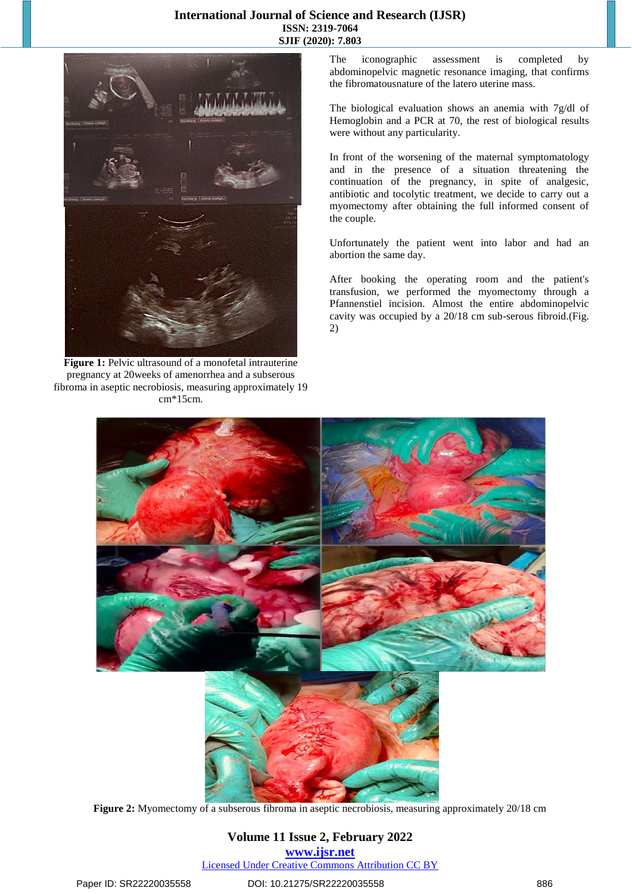**Figure 1:** Pelvic ultrasound of a monofetal intrauterine pregnancy at 20weeks of amenorrhea and a subserous fibroma in aseptic necrobiosis, measuring approximately 19 cm*15cm.

The iconographic assessment is completed by abdominopelvic magnetic resonance imaging, that confirms the fibromatousnature of the latero uterine mass.

The biological evaluation shows an anemia with 7g/dl of Hemoglobin and a PCR at 70, the rest of biological results were without any particularity.

In front of the worsening of the maternal symptomatology and in the presence of a situation threatening the continuation of the pregnancy, in spite of analgesic, antibiotic and tocolytic treatment, we decide to carry out a myomectomy after obtaining the full informed consent of the couple.

Unfortunately the patient went into labor and had an abortion the same day.

After booking the operating room and the patient's transfusion, we performed the myomectomy through a Pfannenstiel incision. Almost the entire abdominopelvic cavity was occupied by a 20/18 cm sub-serous fibroid.(Fig. 2)

**Figure 2:** Myomectomy of a subserous fibroma in aseptic necrobiosis, measuring approximately 20/18 cm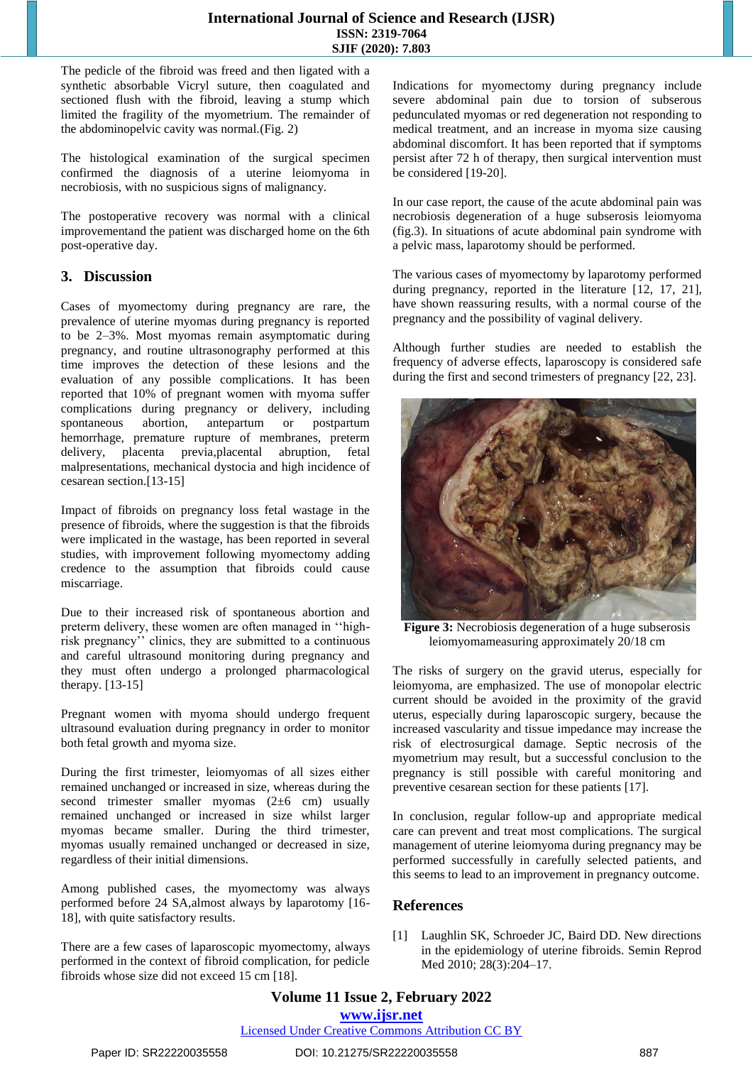The pedicle of the fibroid was freed and then ligated with a synthetic absorbable Vicryl suture, then coagulated and sectioned flush with the fibroid, leaving a stump which limited the fragility of the myometrium. The remainder of the abdominopelvic cavity was normal.(Fig. 2)

The histological examination of the surgical specimen confirmed the diagnosis of a uterine leiomyoma in necrobiosis, with no suspicious signs of malignancy.

The postoperative recovery was normal with a clinical improvementand the patient was discharged home on the 6th post-operative day.

## 3. Discussion

Cases of myomectomy during pregnancy are rare, the prevalence of uterine myomas during pregnancy is reported to be 2–3%. Most myomas remain asymptomatic during pregnancy, and routine ultrasonography performed at this time improves the detection of these lesions and the evaluation of any possible complications. It has been reported that 10% of pregnant women with myoma suffer complications during pregnancy or delivery, including spontaneous abortion, antepartum or postpartum hemorrhage, premature rupture of membranes, preterm delivery, placenta previa,placental abruption, fetal malpresentations, mechanical dystocia and high incidence of cesarean section.[13-15]

Impact of fibroids on pregnancy loss fetal wastage in the presence of fibroids, where the suggestion is that the fibroids were implicated in the wastage, has been reported in several studies, with improvement following myomectomy adding credence to the assumption that fibroids could cause miscarriage.

Due to their increased risk of spontaneous abortion and preterm delivery, these women are often managed in ''high-risk pregnancy'' clinics, they are submitted to a continuous and careful ultrasound monitoring during pregnancy and they must often undergo a prolonged pharmacological therapy. [13-15]

Pregnant women with myoma should undergo frequent ultrasound evaluation during pregnancy in order to monitor both fetal growth and myoma size.

During the first trimester, leiomyomas of all sizes either remained unchanged or increased in size, whereas during the second trimester smaller myomas (2±6 cm) usually remained unchanged or increased in size whilst larger myomas became smaller. During the third trimester, myomas usually remained unchanged or decreased in size, regardless of their initial dimensions.

Among published cases, the myomectomy was always performed before 24 SA,almost always by laparotomy [16-18], with quite satisfactory results.

There are a few cases of laparoscopic myomectomy, always performed in the context of fibroid complication, for pedicle fibroids whose size did not exceed 15 cm [18].

Indications for myomectomy during pregnancy include severe abdominal pain due to torsion of subserous pedunculated myomas or red degeneration not responding to medical treatment, and an increase in myoma size causing abdominal discomfort. It has been reported that if symptoms persist after 72 h of therapy, then surgical intervention must be considered [19-20].

In our case report, the cause of the acute abdominal pain was necrobiosis degeneration of a huge subserosis leiomyoma (fig.3). In situations of acute abdominal pain syndrome with a pelvic mass, laparotomy should be performed.

The various cases of myomectomy by laparotomy performed during pregnancy, reported in the literature [12, 17, 21], have shown reassuring results, with a normal course of the pregnancy and the possibility of vaginal delivery.

Although further studies are needed to establish the frequency of adverse effects, laparoscopy is considered safe during the first and second trimesters of pregnancy [22, 23].

**Figure 3:** Necrobiosis degeneration of a huge subserosis leiomyomameasuring approximately 20/18 cm

The risks of surgery on the gravid uterus, especially for leiomyoma, are emphasized. The use of monopolar electric current should be avoided in the proximity of the gravid uterus, especially during laparoscopic surgery, because the increased vascularity and tissue impedance may increase the risk of electrosurgical damage. Septic necrosis of the myometrium may result, but a successful conclusion to the pregnancy is still possible with careful monitoring and preventive cesarean section for these patients [17].

In conclusion, regular follow-up and appropriate medical care can prevent and treat most complications. The surgical management of uterine leiomyoma during pregnancy may be performed successfully in carefully selected patients, and this seems to lead to an improvement in pregnancy outcome.

## References

[1] Laughlin SK, Schroeder JC, Baird DD. New directions in the epidemiology of uterine fibroids. Semin Reprod Med 2010; 28(3):204–17.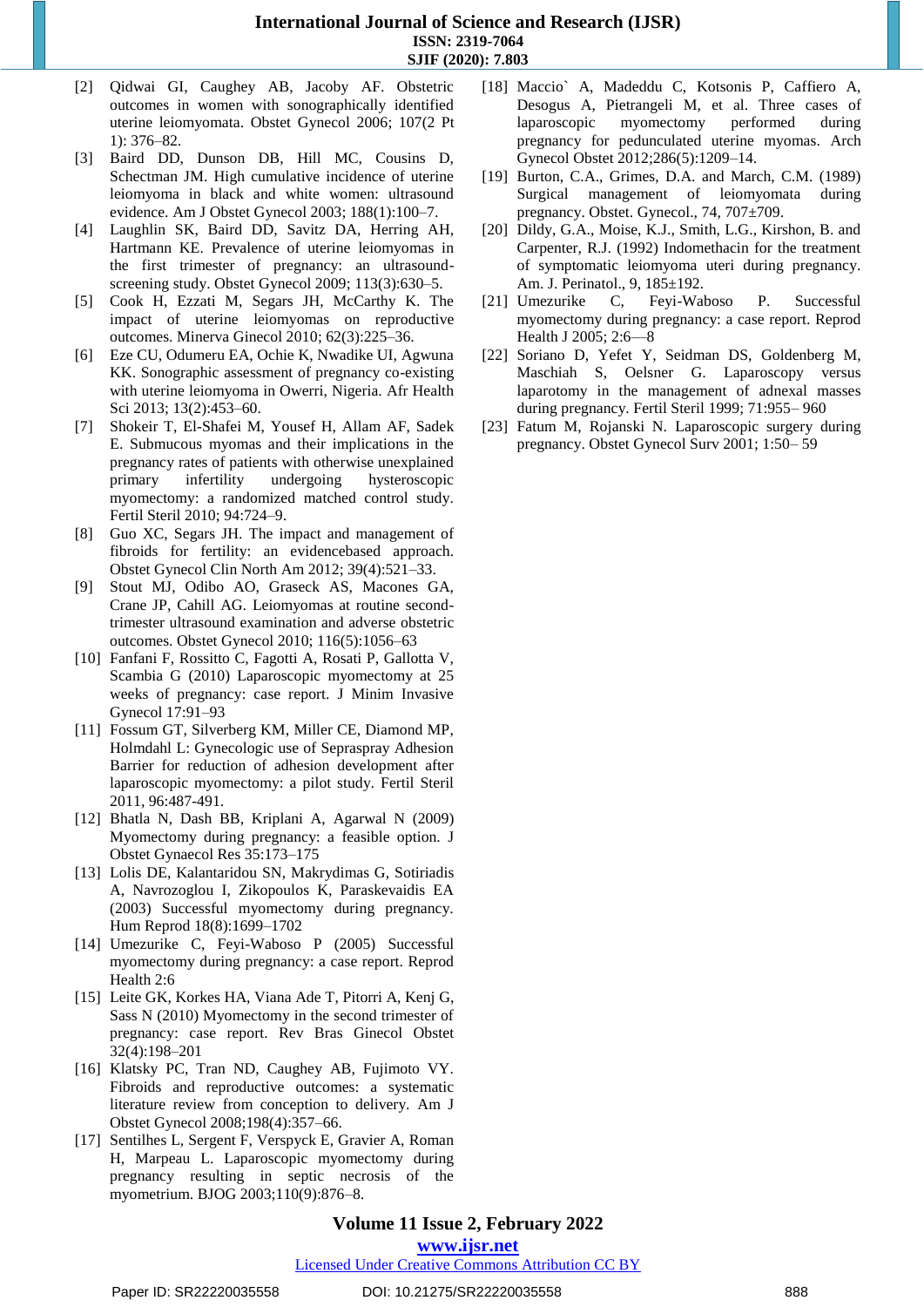[2] Qidwai GI, Caughey AB, Jacoby AF. Obstetric outcomes in women with sonographically identified uterine leiomyomata. Obstet Gynecol 2006; 107(2 Pt 1): 376–82.

[3] Baird DD, Dunson DB, Hill MC, Cousins D, Schectman JM. High cumulative incidence of uterine leiomyoma in black and white women: ultrasound evidence. Am J Obstet Gynecol 2003; 188(1):100–7.

[4] Laughlin SK, Baird DD, Savitz DA, Herring AH, Hartmann KE. Prevalence of uterine leiomyomas in the first trimester of pregnancy: an ultrasound-screening study. Obstet Gynecol 2009; 113(3):630–5.

[5] Cook H, Ezzati M, Segars JH, McCarthy K. The impact of uterine leiomyomas on reproductive outcomes. Minerva Ginecol 2010; 62(3):225–36.

[6] Eze CU, Odumeru EA, Ochie K, Nwadike UI, Agwuna KK. Sonographic assessment of pregnancy co-existing with uterine leiomyoma in Owerri, Nigeria. Afr Health Sci 2013; 13(2):453–60.

[7] Shokeir T, El-Shafei M, Yousef H, Allam AF, Sadek E. Submucous myomas and their implications in the pregnancy rates of patients with otherwise unexplained primary infertility undergoing hysteroscopic myomectomy: a randomized matched control study. Fertil Steril 2010; 94:724–9.

[8] Guo XC, Segars JH. The impact and management of fibroids for fertility: an evidencebased approach. Obstet Gynecol Clin North Am 2012; 39(4):521–33.

[9] Stout MJ, Odibo AO, Graseck AS, Macones GA, Crane JP, Cahill AG. Leiomyomas at routine second-trimester ultrasound examination and adverse obstetric outcomes. Obstet Gynecol 2010; 116(5):1056–63

[10] Fanfani F, Rossitto C, Fagotti A, Rosati P, Gallotta V, Scambia G (2010) Laparoscopic myomectomy at 25 weeks of pregnancy: case report. J Minim Invasive Gynecol 17:91–93

[11] Fossum GT, Silverberg KM, Miller CE, Diamond MP, Holmdahl L: Gynecologic use of Sepraspray Adhesion Barrier for reduction of adhesion development after laparoscopic myomectomy: a pilot study. Fertil Steril 2011, 96:487-491.

[12] Bhatla N, Dash BB, Kriplani A, Agarwal N (2009) Myomectomy during pregnancy: a feasible option. J Obstet Gynaecol Res 35:173–175

[13] Lolis DE, Kalantaridou SN, Makrydimas G, Sotiriadis A, Navrozoglou I, Zikopoulos K, Paraskevaidis EA (2003) Successful myomectomy during pregnancy. Hum Reprod 18(8):1699–1702

[14] Umezurike C, Feyi-Waboso P (2005) Successful myomectomy during pregnancy: a case report. Reprod Health 2:6

[15] Leite GK, Korkes HA, Viana Ade T, Pitorri A, Kenj G, Sass N (2010) Myomectomy in the second trimester of pregnancy: case report. Rev Bras Ginecol Obstet 32(4):198–201

[16] Klatsky PC, Tran ND, Caughey AB, Fujimoto VY. Fibroids and reproductive outcomes: a systematic literature review from conception to delivery. Am J Obstet Gynecol 2008;198(4):357–66.

[17] Sentilhes L, Sergent F, Verspyck E, Gravier A, Roman H, Marpeau L. Laparoscopic myomectomy during pregnancy resulting in septic necrosis of the myometrium. BJOG 2003;110(9):876–8.

[18] Maccio` A, Madeddu C, Kotsonis P, Caffiero A, Desogus A, Pietrangeli M, et al. Three cases of laparoscopic myomectomy performed during pregnancy for pedunculated uterine myomas. Arch Gynecol Obstet 2012;286(5):1209–14.

[19] Burton, C.A., Grimes, D.A. and March, C.M. (1989) Surgical management of leiomyomata during pregnancy. Obstet. Gynecol., 74, 707±709.

[20] Dildy, G.A., Moise, K.J., Smith, L.G., Kirshon, B. and Carpenter, R.J. (1992) Indomethacin for the treatment of symptomatic leiomyoma uteri during pregnancy. Am. J. Perinatol., 9, 185±192.

[21] Umezurike C, Feyi-Waboso P. Successful myomectomy during pregnancy: a case report. Reprod Health J 2005; 2:6—8

[22] Soriano D, Yefet Y, Seidman DS, Goldenberg M, Maschiah S, Oelsner G. Laparoscopy versus laparotomy in the management of adnexal masses during pregnancy. Fertil Steril 1999; 71:955– 960

[23] Fatum M, Rojanski N. Laparoscopic surgery during pregnancy. Obstet Gynecol Surv 2001; 1:50– 59